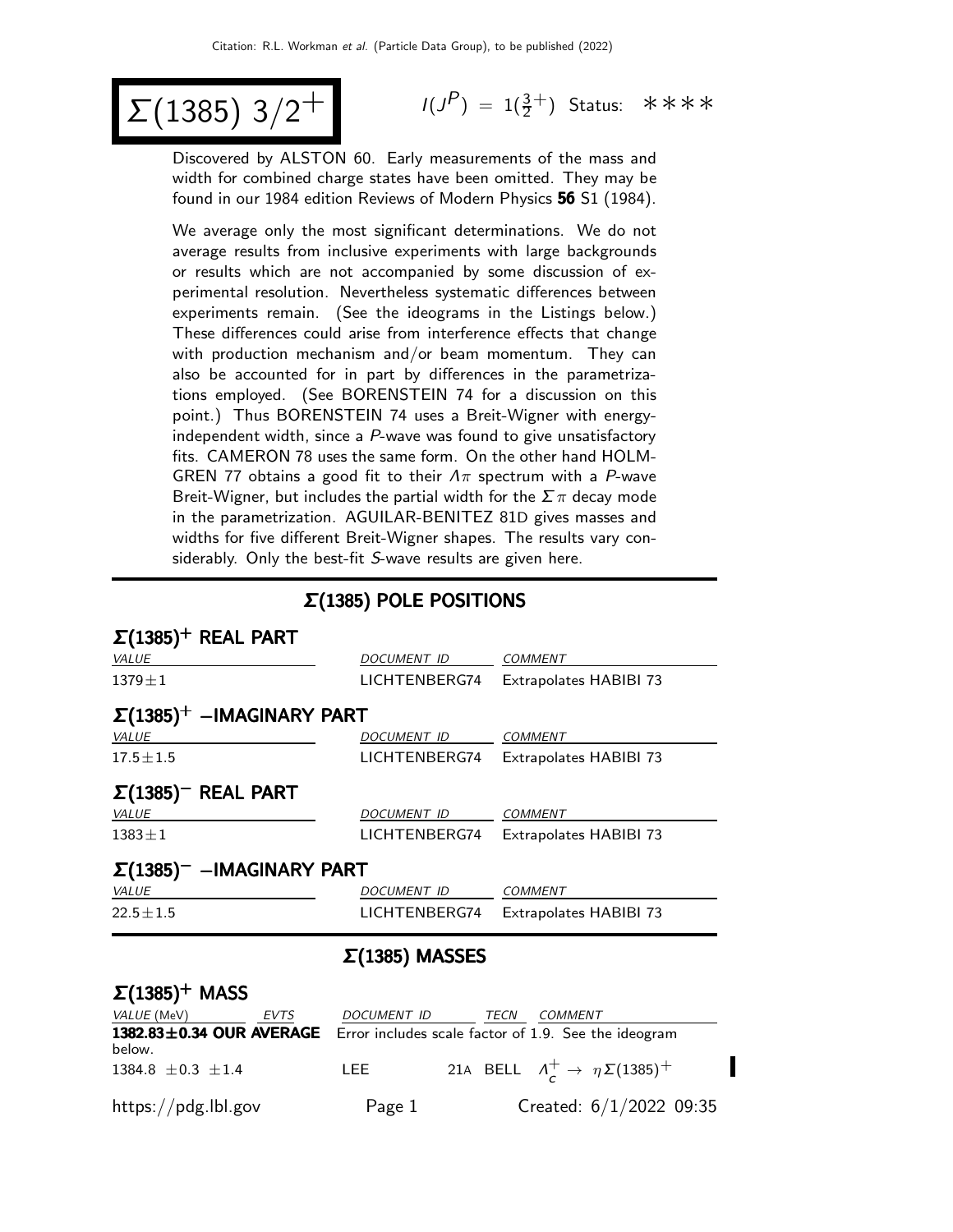# $\Sigma(1385)$ $3/2^+$

$I(J^P) = 1(\frac{3}{2}^+)$ Status: ∗∗∗∗

Discovered by ALSTON 60. Early measurements of the mass and width for combined charge states have been omitted. They may be found in our 1984 edition Reviews of Modern Physics **56** S1 (1984).

We average only the most significant determinations. We do not average results from inclusive experiments with large backgrounds or results which are not accompanied by some discussion of experimental resolution. Nevertheless systematic differences between experiments remain. (See the ideograms in the Listings below.) These differences could arise from interference effects that change with production mechanism and/or beam momentum. They can also be accounted for in part by differences in the parametrizations employed. (See BORENSTEIN 74 for a discussion on this point.) Thus BORENSTEIN 74 uses a Breit-Wigner with energy-independent width, since a $P$-wave was found to give unsatisfactory fits. CAMERON 78 uses the same form. On the other hand HOLMGREN 77 obtains a good fit to their $\Lambda\pi$ spectrum with a $P$-wave Breit-Wigner, but includes the partial width for the $\Sigma\pi$ decay mode in the parametrization. AGUILAR-BENITEZ 81D gives masses and widths for five different Breit-Wigner shapes. The results vary considerably. Only the best-fit $S$-wave results are given here.

## $\Sigma(1385)$ POLE POSITIONS

### $\Sigma(1385)^+$ REAL PART

| VALUE | DOCUMENT ID | COMMENT |
|---|---|---|
| $1379\pm1$ | LICHTENBERG74 | Extrapolates HABIBI 73 |

### $\Sigma(1385)^+$ −IMAGINARY PART

| VALUE | DOCUMENT ID | COMMENT |
|---|---|---|
| $17.5\pm1.5$ | LICHTENBERG74 | Extrapolates HABIBI 73 |

### $\Sigma(1385)^-$ REAL PART

| VALUE | DOCUMENT ID | COMMENT |
|---|---|---|
| $1383\pm1$ | LICHTENBERG74 | Extrapolates HABIBI 73 |

### $\Sigma(1385)^-$ −IMAGINARY PART

| VALUE | DOCUMENT ID | COMMENT |
|---|---|---|
| $22.5\pm1.5$ | LICHTENBERG74 | Extrapolates HABIBI 73 |

## $\Sigma(1385)$ MASSES

### $\Sigma(1385)^+$ MASS

| VALUE (MeV) | EVTS | DOCUMENT ID | | TECN | COMMENT |
|---|---|---|---|---|---|
| **1382.83±0.34 OUR AVERAGE** | | Error includes scale factor of 1.9. See the ideogram below. | | | |
| $1384.8\ \pm0.3\ \pm1.4$ | | LEE | 21A | BELL | $\Lambda_c^+ \to \eta\Sigma(1385)^+$ |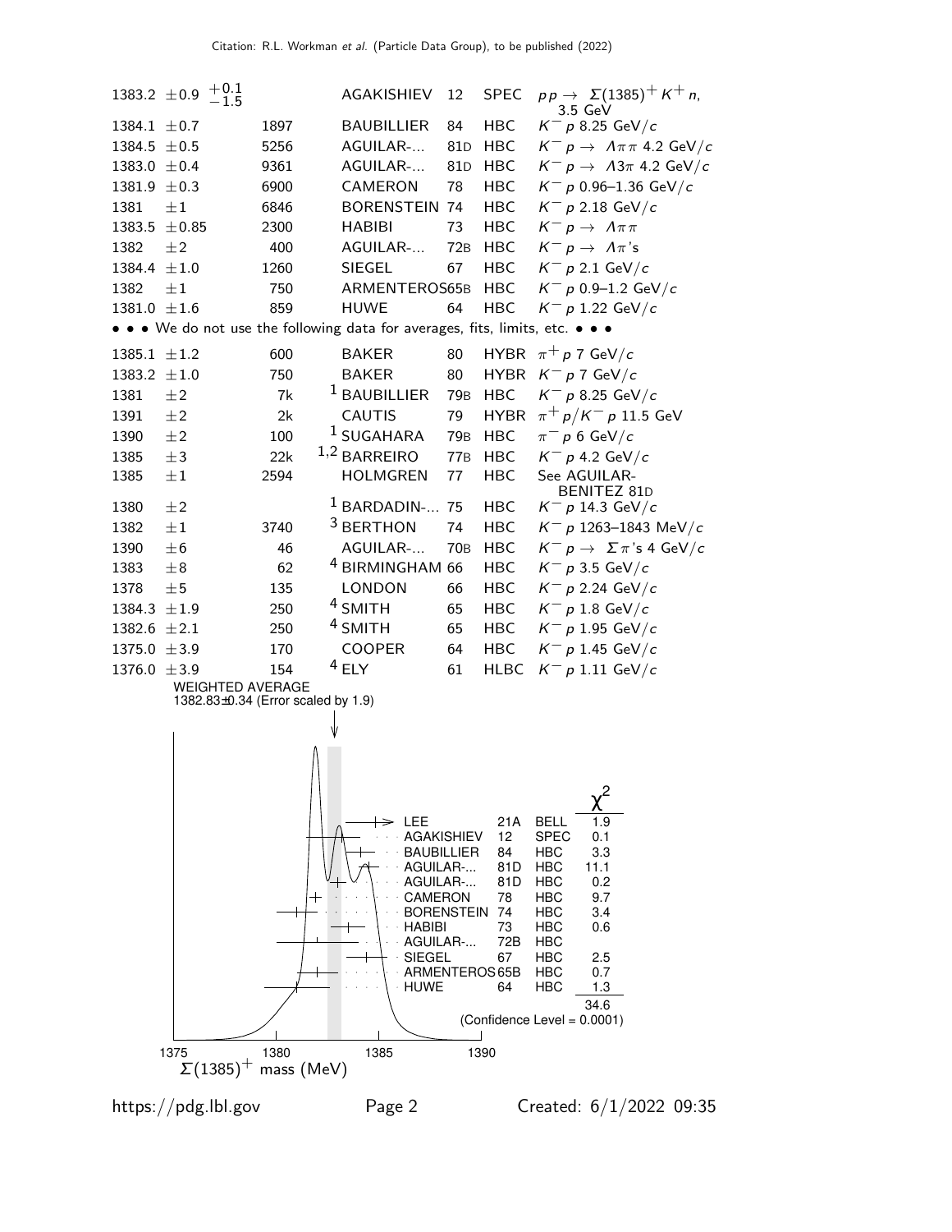| VALUE (MeV) | EVTS | DOCUMENT ID | | TECN | COMMENT |
|---|---|---|---|---|---|
| 1383.2 ±0.9 $^{+0.1}_{-1.5}$ | | AGAKISHIEV | 12 | SPEC | $p p \rightarrow \Sigma(1385)^+ K^+ n$, 3.5 GeV |
| 1384.1 ±0.7 | 1897 | BAUBILLIER | 84 | HBC | $K^- p$ 8.25 GeV/$c$ |
| 1384.5 ±0.5 | 5256 | AGUILAR-... | 81D | HBC | $K^- p \rightarrow \Lambda \pi \pi$ 4.2 GeV/$c$ |
| 1383.0 ±0.4 | 9361 | AGUILAR-... | 81D | HBC | $K^- p \rightarrow \Lambda 3\pi$ 4.2 GeV/$c$ |
| 1381.9 ±0.3 | 6900 | CAMERON | 78 | HBC | $K^- p$ 0.96–1.36 GeV/$c$ |
| 1381 ±1 | 6846 | BORENSTEIN | 74 | HBC | $K^- p$ 2.18 GeV/$c$ |
| 1383.5 ±0.85 | 2300 | HABIBI | 73 | HBC | $K^- p \rightarrow \Lambda \pi \pi$ |
| 1382 ±2 | 400 | AGUILAR-... | 72B | HBC | $K^- p \rightarrow \Lambda \pi$'s |
| 1384.4 ±1.0 | 1260 | SIEGEL | 67 | HBC | $K^- p$ 2.1 GeV/$c$ |
| 1382 ±1 | 750 | ARMENTEROS | 65B | HBC | $K^- p$ 0.9–1.2 GeV/$c$ |
| 1381.0 ±1.6 | 859 | HUWE | 64 | HBC | $K^- p$ 1.22 GeV/$c$ |

• • • We do not use the following data for averages, fits, limits, etc. • • •

| VALUE (MeV) | EVTS | DOCUMENT ID | | TECN | COMMENT |
|---|---|---|---|---|---|
| 1385.1 ±1.2 | 600 | BAKER | 80 | HYBR | $\pi^+ p$ 7 GeV/$c$ |
| 1383.2 ±1.0 | 750 | BAKER | 80 | HYBR | $K^- p$ 7 GeV/$c$ |
| 1381 ±2 | 7k | [1] BAUBILLIER | 79B | HBC | $K^- p$ 8.25 GeV/$c$ |
| 1391 ±2 | 2k | CAUTIS | 79 | HYBR | $\pi^+ p / K^- p$ 11.5 GeV |
| 1390 ±2 | 100 | [1] SUGAHARA | 79B | HBC | $\pi^- p$ 6 GeV/$c$ |
| 1385 ±3 | 22k | [1,2] BARREIRO | 77B | HBC | $K^- p$ 4.2 GeV/$c$ |
| 1385 ±1 | 2594 | HOLMGREN | 77 | HBC | See AGUILAR-BENITEZ 81D |
| 1380 ±2 | | [1] BARDADIN-... | 75 | HBC | $K^- p$ 14.3 GeV/$c$ |
| 1382 ±1 | 3740 | [3] BERTHON | 74 | HBC | $K^- p$ 1263–1843 MeV/$c$ |
| 1390 ±6 | 46 | AGUILAR-... | 70B | HBC | $K^- p \rightarrow \Sigma \pi$'s 4 GeV/$c$ |
| 1383 ±8 | 62 | [4] BIRMINGHAM | 66 | HBC | $K^- p$ 3.5 GeV/$c$ |
| 1378 ±5 | 135 | LONDON | 66 | HBC | $K^- p$ 2.24 GeV/$c$ |
| 1384.3 ±1.9 | 250 | [4] SMITH | 65 | HBC | $K^- p$ 1.8 GeV/$c$ |
| 1382.6 ±2.1 | 250 | [4] SMITH | 65 | HBC | $K^- p$ 1.95 GeV/$c$ |
| 1375.0 ±3.9 | 170 | COOPER | 64 | HBC | $K^- p$ 1.45 GeV/$c$ |
| 1376.0 ±3.9 | 154 | [4] ELY | 61 | HLBC | $K^- p$ 1.11 GeV/$c$ |

WEIGHTED AVERAGE
1382.83±0.34 (Error scaled by 1.9)

| | | | $\chi^2$ |
|---|---|---|---|
| LEE | 21A | BELL | 1.9 |
| AGAKISHIEV | 12 | SPEC | 0.1 |
| BAUBILLIER | 84 | HBC | 3.3 |
| AGUILAR-... | 81D | HBC | 11.1 |
| AGUILAR-... | 81D | HBC | 0.2 |
| CAMERON | 78 | HBC | 9.7 |
| BORENSTEIN | 74 | HBC | 3.4 |
| HABIBI | 73 | HBC | 0.6 |
| AGUILAR-... | 72B | HBC | |
| SIEGEL | 67 | HBC | 2.5 |
| ARMENTEROS | 65B | HBC | 0.7 |
| HUWE | 64 | HBC | 1.3 |
| | | | 34.6 |

(Confidence Level = 0.0001)

$\Sigma(1385)^+$ mass (MeV)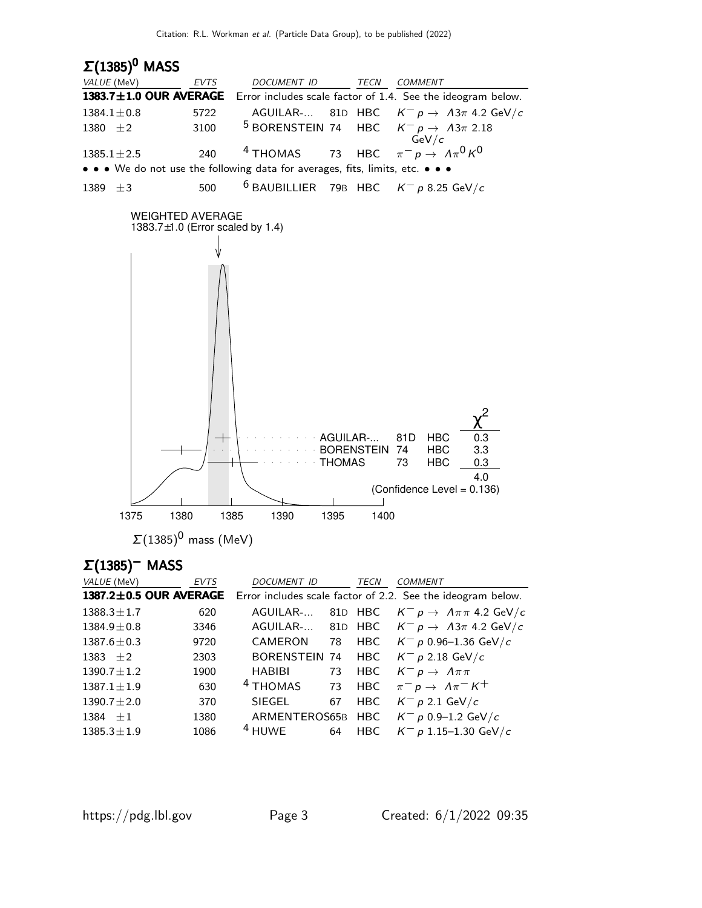## $\Sigma(1385)^0$ MASS

| VALUE (MeV) | EVTS | DOCUMENT ID | | TECN | COMMENT |
|---|---|---|---|---|---|
| **1383.7±1.0 OUR AVERAGE** | | Error includes scale factor of 1.4. See the ideogram below. | | | |
| 1384.1±0.8 | 5722 | AGUILAR-... | 81D | HBC | $K^- p \to \Lambda 3\pi$ 4.2 GeV/$c$ |
| 1380 ±2 | 3100 | [5] BORENSTEIN | 74 | HBC | $K^- p \to \Lambda 3\pi$ 2.18 GeV/$c$ |
| 1385.1±2.5 | 240 | [4] THOMAS | 73 | HBC | $\pi^- p \to \Lambda \pi^0 K^0$ |
| • • • We do not use the following data for averages, fits, limits, etc. • • • | | | | | |
| 1389 ±3 | 500 | [6] BAUBILLIER | 79B | HBC | $K^- p$ 8.25 GeV/$c$ |

WEIGHTED AVERAGE
1383.7±1.0 (Error scaled by 1.4)

| | | | $\chi^2$ |
|---|---|---|---|
| AGUILAR-... | 81D | HBC | 0.3 |
| BORENSTEIN | 74 | HBC | 3.3 |
| THOMAS | 73 | HBC | 0.3 |
| | | | 4.0 |

(Confidence Level = 0.136)

$\Sigma(1385)^0$ mass (MeV)

## $\Sigma(1385)^-$ MASS

| VALUE (MeV) | EVTS | DOCUMENT ID | | TECN | COMMENT |
|---|---|---|---|---|---|
| **1387.2±0.5 OUR AVERAGE** | | Error includes scale factor of 2.2. See the ideogram below. | | | |
| 1388.3±1.7 | 620 | AGUILAR-... | 81D | HBC | $K^- p \to \Lambda \pi \pi$ 4.2 GeV/$c$ |
| 1384.9±0.8 | 3346 | AGUILAR-... | 81D | HBC | $K^- p \to \Lambda 3\pi$ 4.2 GeV/$c$ |
| 1387.6±0.3 | 9720 | CAMERON | 78 | HBC | $K^- p$ 0.96–1.36 GeV/$c$ |
| 1383 ±2 | 2303 | BORENSTEIN | 74 | HBC | $K^- p$ 2.18 GeV/$c$ |
| 1390.7±1.2 | 1900 | HABIBI | 73 | HBC | $K^- p \to \Lambda \pi \pi$ |
| 1387.1±1.9 | 630 | [4] THOMAS | 73 | HBC | $\pi^- p \to \Lambda \pi^- K^+$ |
| 1390.7±2.0 | 370 | SIEGEL | 67 | HBC | $K^- p$ 2.1 GeV/$c$ |
| 1384 ±1 | 1380 | ARMENTEROS | 65B | HBC | $K^- p$ 0.9–1.2 GeV/$c$ |
| 1385.3±1.9 | 1086 | [4] HUWE | 64 | HBC | $K^- p$ 1.15–1.30 GeV/$c$ |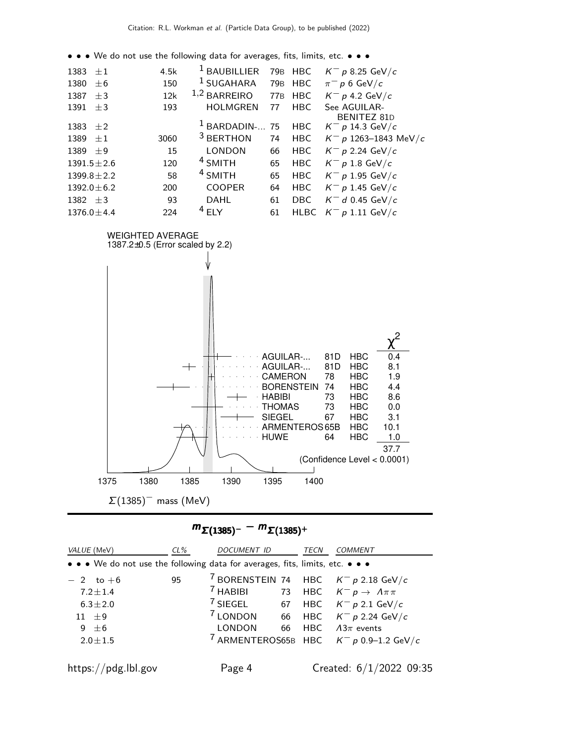• • • We do not use the following data for averages, fits, limits, etc. • • •

| | | | | | |
|---|---|---|---|---|---|
| 1383 ±1 | 4.5k | [1] BAUBILLIER | 79B | HBC | $K^- p$ 8.25 GeV/$c$ |
| 1380 ±6 | 150 | [1] SUGAHARA | 79B | HBC | $\pi^- p$ 6 GeV/$c$ |
| 1387 ±3 | 12k | [1,2] BARREIRO | 77B | HBC | $K^- p$ 4.2 GeV/$c$ |
| 1391 ±3 | 193 | HOLMGREN | 77 | HBC | See AGUILAR-BENITEZ 81D |
| 1383 ±2 | | [1] BARDADIN-... | 75 | HBC | $K^- p$ 14.3 GeV/$c$ |
| 1389 ±1 | 3060 | [3] BERTHON | 74 | HBC | $K^- p$ 1263–1843 MeV/$c$ |
| 1389 ±9 | 15 | LONDON | 66 | HBC | $K^- p$ 2.24 GeV/$c$ |
| 1391.5±2.6 | 120 | [4] SMITH | 65 | HBC | $K^- p$ 1.8 GeV/$c$ |
| 1399.8±2.2 | 58 | [4] SMITH | 65 | HBC | $K^- p$ 1.95 GeV/$c$ |
| 1392.0±6.2 | 200 | COOPER | 64 | HBC | $K^- p$ 1.45 GeV/$c$ |
| 1382 ±3 | 93 | DAHL | 61 | DBC | $K^- d$ 0.45 GeV/$c$ |
| 1376.0±4.4 | 224 | [4] ELY | 61 | HLBC | $K^- p$ 1.11 GeV/$c$ |

WEIGHTED AVERAGE
1387.2±0.5 (Error scaled by 2.2)

| | | | $\chi^2$ |
|---|---|---|---|
| AGUILAR-... | 81D | HBC | 0.4 |
| AGUILAR-... | 81D | HBC | 8.1 |
| CAMERON | 78 | HBC | 1.9 |
| BORENSTEIN | 74 | HBC | 4.4 |
| HABIBI | 73 | HBC | 8.6 |
| THOMAS | 73 | HBC | 0.0 |
| SIEGEL | 67 | HBC | 3.1 |
| ARMENTEROS | 65B | HBC | 10.1 |
| HUWE | 64 | HBC | 1.0 |
| | | | 37.7 |

(Confidence Level < 0.0001)

$\Sigma(1385)^-$ mass (MeV)

## $m_{\Sigma(1385)^-} - m_{\Sigma(1385)^+}$

| VALUE (MeV) | CL% | DOCUMENT ID | | TECN | COMMENT |
|---|---|---|---|---|---|
| • • • We do not use the following data for averages, fits, limits, etc. • • • | | | | | |
| − 2 to +6 | 95 | [7] BORENSTEIN | 74 | HBC | $K^- p$ 2.18 GeV/$c$ |
| 7.2±1.4 | | [7] HABIBI | 73 | HBC | $K^- p \rightarrow \Lambda\pi\pi$ |
| 6.3±2.0 | | [7] SIEGEL | 67 | HBC | $K^- p$ 2.1 GeV/$c$ |
| 11 ±9 | | [7] LONDON | 66 | HBC | $K^- p$ 2.24 GeV/$c$ |
| 9 ±6 | | LONDON | 66 | HBC | $\Lambda 3\pi$ events |
| 2.0±1.5 | | [7] ARMENTEROS | 65B | HBC | $K^- p$ 0.9–1.2 GeV/$c$ |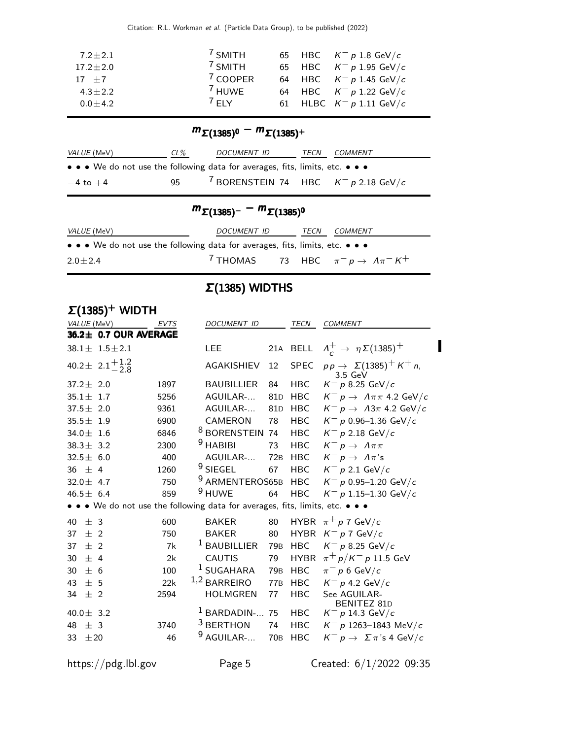| VALUE (MeV) | EVTS | DOCUMENT ID | | TECN | COMMENT |
|---|---|---|---|---|---|
| $7.2 \pm 2.1$ | | [7] SMITH | 65 | HBC | $K^- p$ 1.8 GeV/$c$ |
| $17.2 \pm 2.0$ | | [7] SMITH | 65 | HBC | $K^- p$ 1.95 GeV/$c$ |
| $17 \pm 7$ | | [7] COOPER | 64 | HBC | $K^- p$ 1.45 GeV/$c$ |
| $4.3 \pm 2.2$ | | [7] HUWE | 64 | HBC | $K^- p$ 1.22 GeV/$c$ |
| $0.0 \pm 4.2$ | | [7] ELY | 61 | HLBC | $K^- p$ 1.11 GeV/$c$ |

## $m_{\Sigma(1385)^0} - m_{\Sigma(1385)^+}$

| VALUE (MeV) | CL% | DOCUMENT ID | | TECN | COMMENT |
|---|---|---|---|---|---|
| • • • We do not use the following data for averages, fits, limits, etc. • • • | | | | | |
| $-4$ to $+4$ | 95 | [7] BORENSTEIN | 74 | HBC | $K^- p$ 2.18 GeV/$c$ |

## $m_{\Sigma(1385)^-} - m_{\Sigma(1385)^0}$

| VALUE (MeV) | DOCUMENT ID | | TECN | COMMENT |
|---|---|---|---|---|
| • • • We do not use the following data for averages, fits, limits, etc. • • • | | | | |
| $2.0 \pm 2.4$ | [7] THOMAS | 73 | HBC | $\pi^- p \rightarrow \Lambda \pi^- K^+$ |

# $\Sigma(1385)$ WIDTHS

## $\Sigma(1385)^+$ WIDTH

| VALUE (MeV) | EVTS | DOCUMENT ID | | TECN | COMMENT |
|---|---|---|---|---|---|
| **$36.2 \pm 0.7$ OUR AVERAGE** | | | | | |
| $38.1 \pm 1.5 \pm 2.1$ | | LEE | 21A | BELL | $\Lambda_c^+ \rightarrow \eta \Sigma(1385)^+$ |
| $40.2 \pm 2.1^{+1.2}_{-2.8}$ | | AGAKISHIEV | 12 | SPEC | $p p \rightarrow \Sigma(1385)^+ K^+ n$, 3.5 GeV |
| $37.2 \pm 2.0$ | 1897 | BAUBILLIER | 84 | HBC | $K^- p$ 8.25 GeV/$c$ |
| $35.1 \pm 1.7$ | 5256 | AGUILAR-... | 81D | HBC | $K^- p \rightarrow \Lambda \pi \pi$ 4.2 GeV/$c$ |
| $37.5 \pm 2.0$ | 9361 | AGUILAR-... | 81D | HBC | $K^- p \rightarrow \Lambda 3\pi$ 4.2 GeV/$c$ |
| $35.5 \pm 1.9$ | 6900 | CAMERON | 78 | HBC | $K^- p$ 0.96–1.36 GeV/$c$ |
| $34.0 \pm 1.6$ | 6846 | [8] BORENSTEIN | 74 | HBC | $K^- p$ 2.18 GeV/$c$ |
| $38.3 \pm 3.2$ | 2300 | [9] HABIBI | 73 | HBC | $K^- p \rightarrow \Lambda \pi \pi$ |
| $32.5 \pm 6.0$ | 400 | AGUILAR-... | 72B | HBC | $K^- p \rightarrow \Lambda \pi$'s |
| $36 \pm 4$ | 1260 | [9] SIEGEL | 67 | HBC | $K^- p$ 2.1 GeV/$c$ |
| $32.0 \pm 4.7$ | 750 | [9] ARMENTEROS | 65B | HBC | $K^- p$ 0.95–1.20 GeV/$c$ |
| $46.5 \pm 6.4$ | 859 | [9] HUWE | 64 | HBC | $K^- p$ 1.15–1.30 GeV/$c$ |
| • • • We do not use the following data for averages, fits, limits, etc. • • • | | | | | |
| $40 \pm 3$ | 600 | BAKER | 80 | HYBR | $\pi^+ p$ 7 GeV/$c$ |
| $37 \pm 2$ | 750 | BAKER | 80 | HYBR | $K^- p$ 7 GeV/$c$ |
| $37 \pm 2$ | 7k | [1] BAUBILLIER | 79B | HBC | $K^- p$ 8.25 GeV/$c$ |
| $30 \pm 4$ | 2k | CAUTIS | 79 | HYBR | $\pi^+ p / K^- p$ 11.5 GeV |
| $30 \pm 6$ | 100 | [1] SUGAHARA | 79B | HBC | $\pi^- p$ 6 GeV/$c$ |
| $43 \pm 5$ | 22k | [1,2] BARREIRO | 77B | HBC | $K^- p$ 4.2 GeV/$c$ |
| $34 \pm 2$ | 2594 | HOLMGREN | 77 | HBC | See AGUILAR-BENITEZ 81D |
| $40.0 \pm 3.2$ | | [1] BARDADIN-... | 75 | HBC | $K^- p$ 14.3 GeV/$c$ |
| $48 \pm 3$ | 3740 | [3] BERTHON | 74 | HBC | $K^- p$ 1263–1843 MeV/$c$ |
| $33 \pm 20$ | 46 | [9] AGUILAR-... | 70B | HBC | $K^- p \rightarrow \Sigma \pi$'s 4 GeV/$c$ |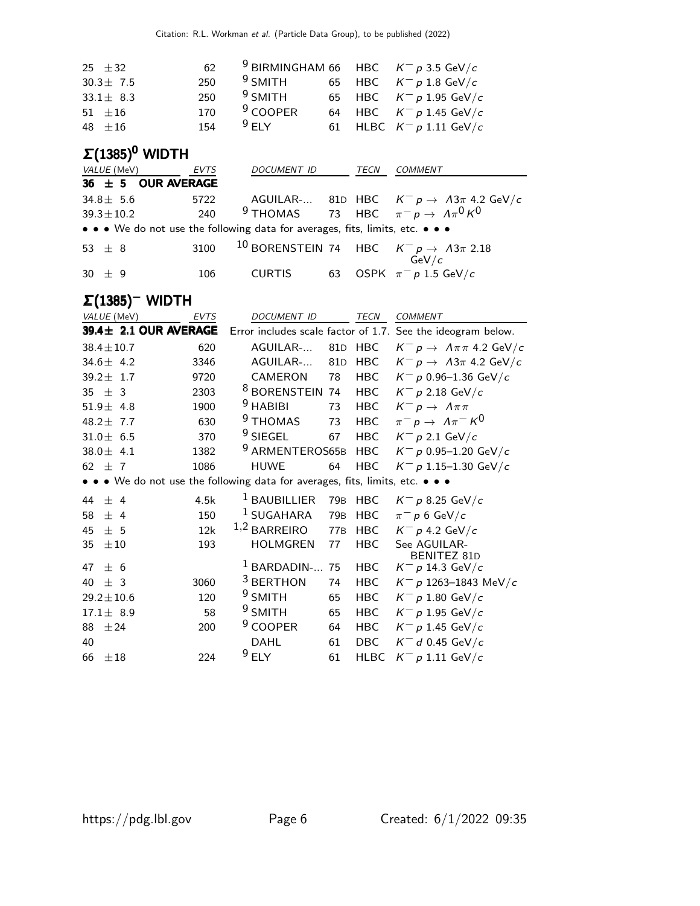| VALUE (MeV) | EVTS | DOCUMENT ID | | TECN | COMMENT |
|---|---|---|---|---|---|
| 25 ±32 | 62 | [9] BIRMINGHAM | 66 | HBC | $K^- p$ 3.5 GeV/$c$ |
| 30.3± 7.5 | 250 | [9] SMITH | 65 | HBC | $K^- p$ 1.8 GeV/$c$ |
| 33.1± 8.3 | 250 | [9] SMITH | 65 | HBC | $K^- p$ 1.95 GeV/$c$ |
| 51 ±16 | 170 | [9] COOPER | 64 | HBC | $K^- p$ 1.45 GeV/$c$ |
| 48 ±16 | 154 | [9] ELY | 61 | HLBC | $K^- p$ 1.11 GeV/$c$ |

## $\Sigma(1385)^0$ WIDTH

| VALUE (MeV) | EVTS | DOCUMENT ID | | TECN | COMMENT |
|---|---|---|---|---|---|
| **36 ± 5 OUR AVERAGE** | | | | | |
| 34.8± 5.6 | 5722 | AGUILAR-... | 81D | HBC | $K^- p \to \Lambda 3\pi$ 4.2 GeV/$c$ |
| 39.3±10.2 | 240 | [9] THOMAS | 73 | HBC | $\pi^- p \to \Lambda \pi^0 K^0$ |
| • • • We do not use the following data for averages, fits, limits, etc. • • • | | | | | |
| 53 ± 8 | 3100 | [10] BORENSTEIN | 74 | HBC | $K^- p \to \Lambda 3\pi$ 2.18 GeV/$c$ |
| 30 ± 9 | 106 | CURTIS | 63 | OSPK | $\pi^- p$ 1.5 GeV/$c$ |

## $\Sigma(1385)^-$ WIDTH

| VALUE (MeV) | EVTS | DOCUMENT ID | | TECN | COMMENT |
|---|---|---|---|---|---|
| **39.4± 2.1 OUR AVERAGE** | | Error includes scale factor of 1.7. See the ideogram below. | | | |
| 38.4±10.7 | 620 | AGUILAR-... | 81D | HBC | $K^- p \to \Lambda \pi \pi$ 4.2 GeV/$c$ |
| 34.6± 4.2 | 3346 | AGUILAR-... | 81D | HBC | $K^- p \to \Lambda 3\pi$ 4.2 GeV/$c$ |
| 39.2± 1.7 | 9720 | CAMERON | 78 | HBC | $K^- p$ 0.96–1.36 GeV/$c$ |
| 35 ± 3 | 2303 | [8] BORENSTEIN | 74 | HBC | $K^- p$ 2.18 GeV/$c$ |
| 51.9± 4.8 | 1900 | [9] HABIBI | 73 | HBC | $K^- p \to \Lambda \pi \pi$ |
| 48.2± 7.7 | 630 | [9] THOMAS | 73 | HBC | $\pi^- p \to \Lambda \pi^- K^0$ |
| 31.0± 6.5 | 370 | [9] SIEGEL | 67 | HBC | $K^- p$ 2.1 GeV/$c$ |
| 38.0± 4.1 | 1382 | [9] ARMENTEROS | 65B | HBC | $K^- p$ 0.95–1.20 GeV/$c$ |
| 62 ± 7 | 1086 | HUWE | 64 | HBC | $K^- p$ 1.15–1.30 GeV/$c$ |
| • • • We do not use the following data for averages, fits, limits, etc. • • • | | | | | |
| 44 ± 4 | 4.5k | [1] BAUBILLIER | 79B | HBC | $K^- p$ 8.25 GeV/$c$ |
| 58 ± 4 | 150 | [1] SUGAHARA | 79B | HBC | $\pi^- p$ 6 GeV/$c$ |
| 45 ± 5 | 12k | [1,2] BARREIRO | 77B | HBC | $K^- p$ 4.2 GeV/$c$ |
| 35 ±10 | 193 | HOLMGREN | 77 | HBC | See AGUILAR-BENITEZ 81D |
| 47 ± 6 | | [1] BARDADIN-... | 75 | HBC | $K^- p$ 14.3 GeV/$c$ |
| 40 ± 3 | 3060 | [3] BERTHON | 74 | HBC | $K^- p$ 1263–1843 MeV/$c$ |
| 29.2±10.6 | 120 | [9] SMITH | 65 | HBC | $K^- p$ 1.80 GeV/$c$ |
| 17.1± 8.9 | 58 | [9] SMITH | 65 | HBC | $K^- p$ 1.95 GeV/$c$ |
| 88 ±24 | 200 | [9] COOPER | 64 | HBC | $K^- p$ 1.45 GeV/$c$ |
| 40 | | DAHL | 61 | DBC | $K^- d$ 0.45 GeV/$c$ |
| 66 ±18 | 224 | [9] ELY | 61 | HLBC | $K^- p$ 1.11 GeV/$c$ |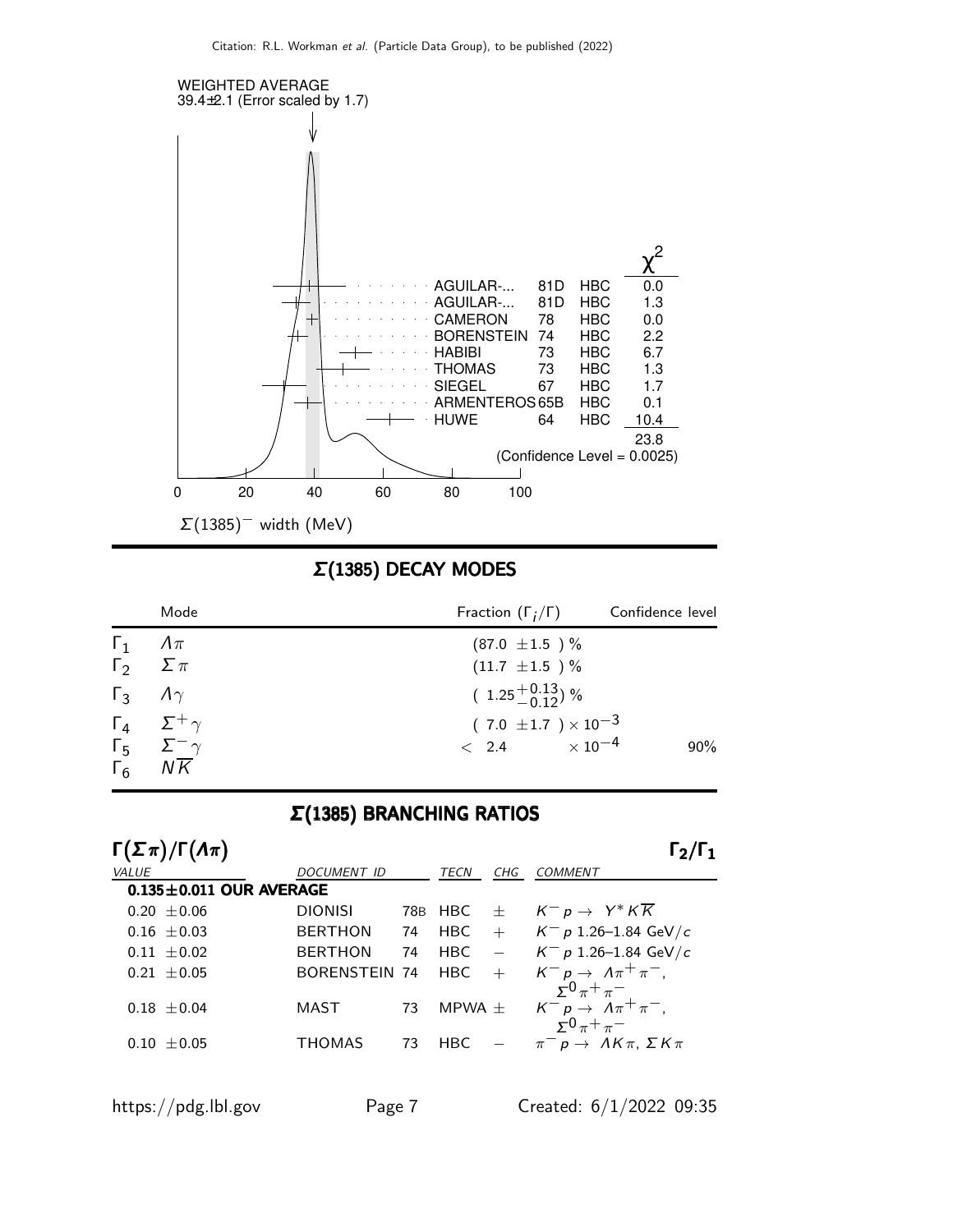WEIGHTED AVERAGE
39.4±2.1 (Error scaled by 1.7)

| | | | $\chi^2$ |
|---|---|---|---|
| AGUILAR-... | 81D | HBC | 0.0 |
| AGUILAR-... | 81D | HBC | 1.3 |
| CAMERON | 78 | HBC | 0.0 |
| BORENSTEIN | 74 | HBC | 2.2 |
| HABIBI | 73 | HBC | 6.7 |
| THOMAS | 73 | HBC | 1.3 |
| SIEGEL | 67 | HBC | 1.7 |
| ARMENTEROS | 65B | HBC | 0.1 |
| HUWE | 64 | HBC | 10.4 |
| | | | 23.8 |

(Confidence Level = 0.0025)

$\Sigma(1385)^-$ width (MeV)

## $\Sigma(1385)$ DECAY MODES

| | Mode | Fraction $(\Gamma_i/\Gamma)$ | Confidence level |
|---|---|---|---|
| $\Gamma_1$ | $\Lambda\pi$ | $(87.0 \pm 1.5)$ % | |
| $\Gamma_2$ | $\Sigma\pi$ | $(11.7 \pm 1.5)$ % | |
| $\Gamma_3$ | $\Lambda\gamma$ | $(1.25^{+0.13}_{-0.12})$ % | |
| $\Gamma_4$ | $\Sigma^+\gamma$ | $(7.0 \pm 1.7) \times 10^{-3}$ | |
| $\Gamma_5$ | $\Sigma^-\gamma$ | $< 2.4 \times 10^{-4}$ | 90% |
| $\Gamma_6$ | $N\overline{K}$ | | |

## $\Sigma(1385)$ BRANCHING RATIOS

### $\Gamma(\Sigma\pi)/\Gamma(\Lambda\pi)$ $\qquad \Gamma_2/\Gamma_1$

| VALUE | DOCUMENT ID | | TECN | CHG | COMMENT |
|---|---|---|---|---|---|
| **0.135±0.011 OUR AVERAGE** | | | | | |
| 0.20 ±0.06 | DIONISI | 78B | HBC | ± | $K^- p \to Y^* K\overline{K}$ |
| 0.16 ±0.03 | BERTHON | 74 | HBC | + | $K^- p$ 1.26–1.84 GeV/$c$ |
| 0.11 ±0.02 | BERTHON | 74 | HBC | − | $K^- p$ 1.26–1.84 GeV/$c$ |
| 0.21 ±0.05 | BORENSTEIN | 74 | HBC | + | $K^- p \to \Lambda\pi^+\pi^-$, $\Sigma^0\pi^+\pi^-$ |
| 0.18 ±0.04 | MAST | 73 | MPWA | ± | $K^- p \to \Lambda\pi^+\pi^-$, $\Sigma^0\pi^+\pi^-$ |
| 0.10 ±0.05 | THOMAS | 73 | HBC | − | $\pi^- p \to \Lambda K\pi$, $\Sigma K\pi$ |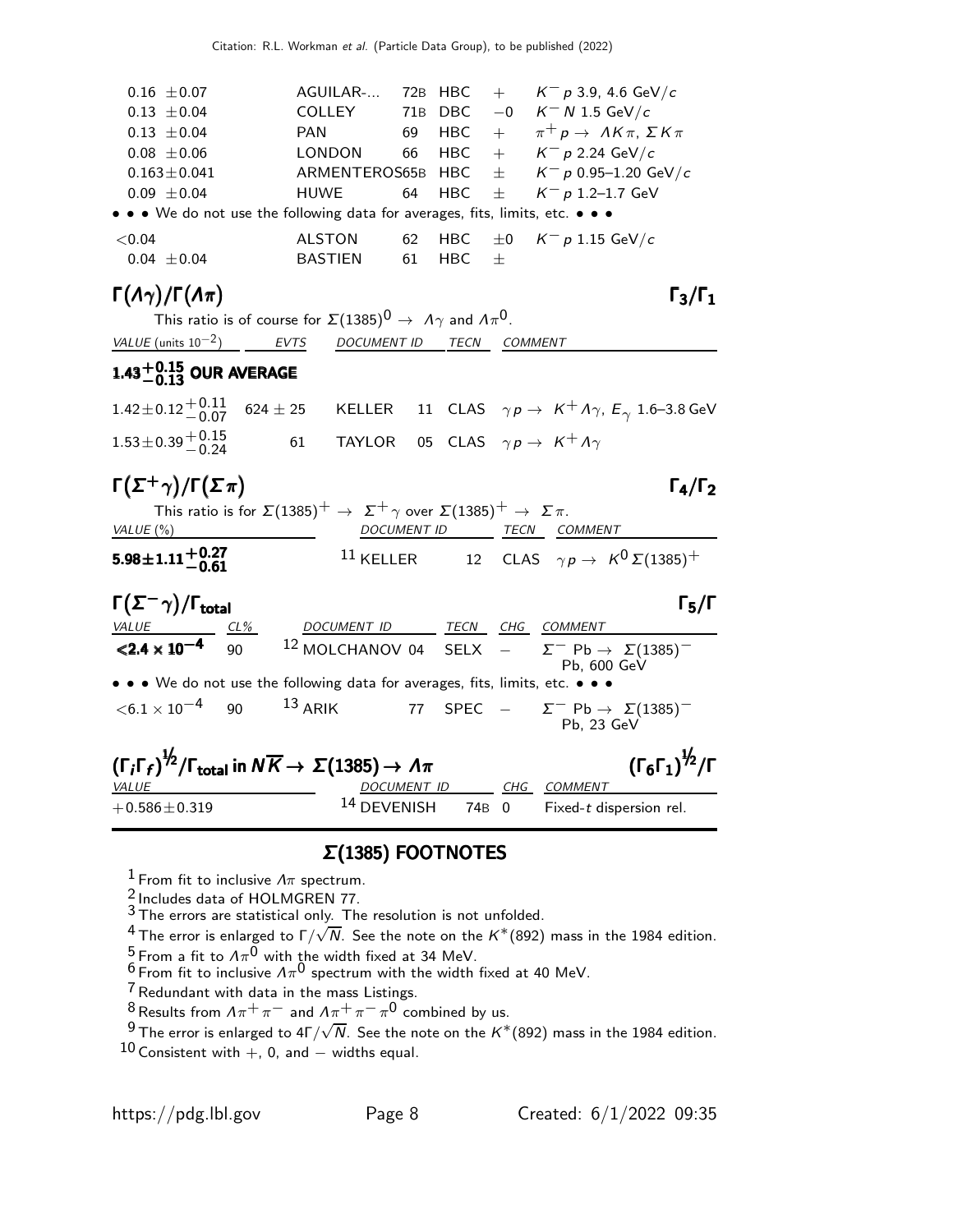| | | | | | |
|---|---|---|---|---|---|
| 0.16 ±0.07 | AGUILAR-... | 72B | HBC | + | $K^- p$ 3.9, 4.6 GeV/$c$ |
| 0.13 ±0.04 | COLLEY | 71B | DBC | −0 | $K^- N$ 1.5 GeV/$c$ |
| 0.13 ±0.04 | PAN | 69 | HBC | + | $\pi^+ p \to \Lambda K \pi$, $\Sigma K \pi$ |
| 0.08 ±0.06 | LONDON | 66 | HBC | + | $K^- p$ 2.24 GeV/$c$ |
| 0.163±0.041 | ARMENTEROS | 65B | HBC | ± | $K^- p$ 0.95–1.20 GeV/$c$ |
| 0.09 ±0.04 | HUWE | 64 | HBC | ± | $K^- p$ 1.2–1.7 GeV |

• • • We do not use the following data for averages, fits, limits, etc. • • •

| | | | | | |
|---|---|---|---|---|---|
| <0.04 | ALSTON | 62 | HBC | ±0 | $K^- p$ 1.15 GeV/$c$ |
| 0.04 ±0.04 | BASTIEN | 61 | HBC | ± | |

### $\Gamma(\Lambda\gamma)/\Gamma(\Lambda\pi)$ — $\Gamma_3/\Gamma_1$

This ratio is of course for $\Sigma(1385)^0 \to \Lambda\gamma$ and $\Lambda\pi^0$.

| VALUE (units $10^{-2}$) | EVTS | DOCUMENT ID | | TECN | COMMENT |
|---|---|---|---|---|---|
| **$1.43^{+0.15}_{-0.13}$ OUR AVERAGE** | | | | | |
| $1.42\pm0.12^{+0.11}_{-0.07}$ | 624 ± 25 | KELLER | 11 | CLAS | $\gamma p \to K^+ \Lambda\gamma$, $E_\gamma$ 1.6–3.8 GeV |
| $1.53\pm0.39^{+0.15}_{-0.24}$ | 61 | TAYLOR | 05 | CLAS | $\gamma p \to K^+ \Lambda\gamma$ |

### $\Gamma(\Sigma^+\gamma)/\Gamma(\Sigma\pi)$ — $\Gamma_4/\Gamma_2$

This ratio is for $\Sigma(1385)^+ \to \Sigma^+\gamma$ over $\Sigma(1385)^+ \to \Sigma\pi$.

| VALUE (%) | DOCUMENT ID | | TECN | COMMENT |
|---|---|---|---|---|
| **$5.98\pm1.11^{+0.27}_{-0.61}$** | KELLER [11] | 12 | CLAS | $\gamma p \to K^0 \Sigma(1385)^+$ |

### $\Gamma(\Sigma^-\gamma)/\Gamma_{\text{total}}$ — $\Gamma_5/\Gamma$

| VALUE | CL% | DOCUMENT ID | | TECN | CHG | COMMENT |
|---|---|---|---|---|---|---|
| **$<2.4 \times 10^{-4}$** | 90 | MOLCHANOV [12] | 04 | SELX | − | $\Sigma^-$ Pb $\to \Sigma(1385)^-$ Pb, 600 GeV |

• • • We do not use the following data for averages, fits, limits, etc. • • •

| | | | | | | |
|---|---|---|---|---|---|---|
| $<6.1 \times 10^{-4}$ | 90 | ARIK [13] | 77 | SPEC | − | $\Sigma^-$ Pb $\to \Sigma(1385)^-$ Pb, 23 GeV |

### $(\Gamma_i\Gamma_f)^{1/2}/\Gamma_{\text{total}}$ in $N\overline{K} \to \Sigma(1385) \to \Lambda\pi$ — $(\Gamma_6\Gamma_1)^{1/2}/\Gamma$

| VALUE | DOCUMENT ID | | CHG | COMMENT |
|---|---|---|---|---|
| +0.586±0.319 | DEVENISH [14] | 74B | 0 | Fixed-$t$ dispersion rel. |

## $\Sigma$(1385) FOOTNOTES

[1] From fit to inclusive $\Lambda\pi$ spectrum.
[2] Includes data of HOLMGREN 77.
[3] The errors are statistical only. The resolution is not unfolded.
[4] The error is enlarged to $\Gamma/\sqrt{N}$. See the note on the $K^*(892)$ mass in the 1984 edition.
[5] From a fit to $\Lambda\pi^0$ with the width fixed at 34 MeV.
[6] From fit to inclusive $\Lambda\pi^0$ spectrum with the width fixed at 40 MeV.
[7] Redundant with data in the mass Listings.
[8] Results from $\Lambda\pi^+\pi^-$ and $\Lambda\pi^+\pi^-\pi^0$ combined by us.
[9] The error is enlarged to $4\Gamma/\sqrt{N}$. See the note on the $K^*(892)$ mass in the 1984 edition.
[10] Consistent with +, 0, and − widths equal.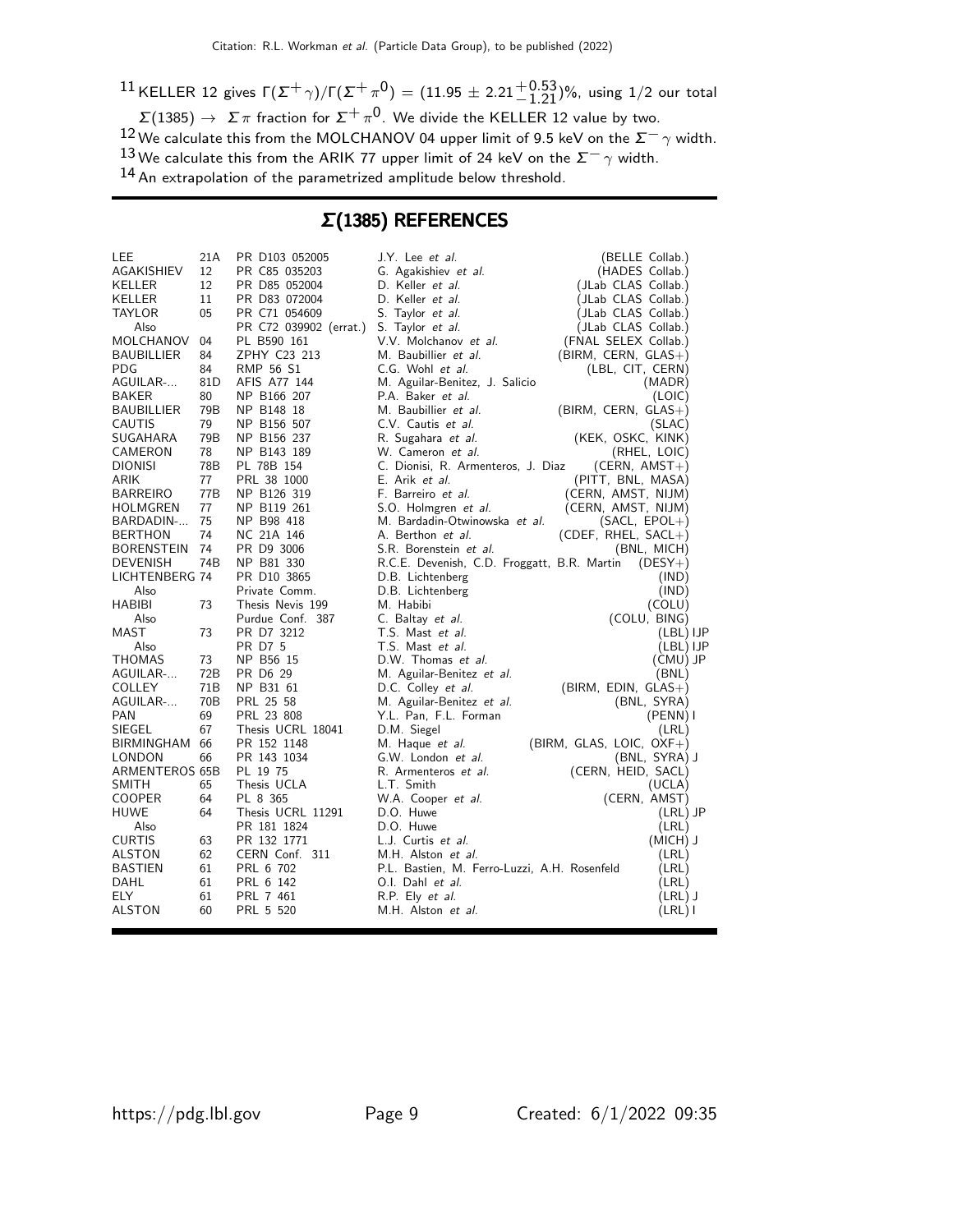[11] KELLER 12 gives $\Gamma(\Sigma^+\gamma)/\Gamma(\Sigma^+\pi^0) = (11.95 \pm 2.21^{+0.53}_{-1.21})\%$, using 1/2 our total $\Sigma(1385) \to \Sigma\pi$ fraction for $\Sigma^+\pi^0$. We divide the KELLER 12 value by two.

[12] We calculate this from the MOLCHANOV 04 upper limit of 9.5 keV on the $\Sigma^-\gamma$ width.

[13] We calculate this from the ARIK 77 upper limit of 24 keV on the $\Sigma^-\gamma$ width.

[14] An extrapolation of the parametrized amplitude below threshold.

## Σ(1385) REFERENCES

| | | | | |
|---|---|---|---|---|
| LEE | 21A | PR D103 052005 | J.Y. Lee *et al.* | (BELLE Collab.) |
| AGAKISHIEV | 12 | PR C85 035203 | G. Agakishiev *et al.* | (HADES Collab.) |
| KELLER | 12 | PR D85 052004 | D. Keller *et al.* | (JLab CLAS Collab.) |
| KELLER | 11 | PR D83 072004 | D. Keller *et al.* | (JLab CLAS Collab.) |
| TAYLOR | 05 | PR C71 054609 | S. Taylor *et al.* | (JLab CLAS Collab.) |
| Also | | PR C72 039902 (errat.) | S. Taylor *et al.* | (JLab CLAS Collab.) |
| MOLCHANOV | 04 | PL B590 161 | V.V. Molchanov *et al.* | (FNAL SELEX Collab.) |
| BAUBILLIER | 84 | ZPHY C23 213 | M. Baubillier *et al.* | (BIRM, CERN, GLAS+) |
| PDG | 84 | RMP 56 S1 | C.G. Wohl *et al.* | (LBL, CIT, CERN) |
| AGUILAR-... | 81D | AFIS A77 144 | M. Aguilar-Benitez, J. Salicio | (MADR) |
| BAKER | 80 | NP B166 207 | P.A. Baker *et al.* | (LOIC) |
| BAUBILLIER | 79B | NP B148 18 | M. Baubillier *et al.* | (BIRM, CERN, GLAS+) |
| CAUTIS | 79 | NP B156 507 | C.V. Cautis *et al.* | (SLAC) |
| SUGAHARA | 79B | NP B156 237 | R. Sugahara *et al.* | (KEK, OSKC, KINK) |
| CAMERON | 78 | NP B143 189 | W. Cameron *et al.* | (RHEL, LOIC) |
| DIONISI | 78B | PL 78B 154 | C. Dionisi, R. Armenteros, J. Diaz | (CERN, AMST+) |
| ARIK | 77 | PRL 38 1000 | E. Arik *et al.* | (PITT, BNL, MASA) |
| BARREIRO | 77B | NP B126 319 | F. Barreiro *et al.* | (CERN, AMST, NIJM) |
| HOLMGREN | 77 | NP B119 261 | S.O. Holmgren *et al.* | (CERN, AMST, NIJM) |
| BARDADIN-... | 75 | NP B98 418 | M. Bardadin-Otwinowska *et al.* | (SACL, EPOL+) |
| BERTHON | 74 | NC 21A 146 | A. Berthon *et al.* | (CDEF, RHEL, SACL+) |
| BORENSTEIN | 74 | PR D9 3006 | S.R. Borenstein *et al.* | (BNL, MICH) |
| DEVENISH | 74B | NP B81 330 | R.C.E. Devenish, C.D. Froggatt, B.R. Martin | (DESY+) |
| LICHTENBERG | 74 | PR D10 3865 | D.B. Lichtenberg | (IND) |
| Also | | Private Comm. | D.B. Lichtenberg | (IND) |
| HABIBI | 73 | Thesis Nevis 199 | M. Habibi | (COLU) |
| Also | | Purdue Conf. 387 | C. Baltay *et al.* | (COLU, BING) |
| MAST | 73 | PR D7 3212 | T.S. Mast *et al.* | (LBL) IJP |
| Also | | PR D7 5 | T.S. Mast *et al.* | (LBL) IJP |
| THOMAS | 73 | NP B56 15 | D.W. Thomas *et al.* | (CMU) JP |
| AGUILAR-... | 72B | PR D6 29 | M. Aguilar-Benitez *et al.* | (BNL) |
| COLLEY | 71B | NP B31 61 | D.C. Colley *et al.* | (BIRM, EDIN, GLAS+) |
| AGUILAR-... | 70B | PRL 25 58 | M. Aguilar-Benitez *et al.* | (BNL, SYRA) |
| PAN | 69 | PRL 23 808 | Y.L. Pan, F.L. Forman | (PENN) I |
| SIEGEL | 67 | Thesis UCRL 18041 | D.M. Siegel | (LRL) |
| BIRMINGHAM | 66 | PR 152 1148 | M. Haque *et al.* | (BIRM, GLAS, LOIC, OXF+) |
| LONDON | 66 | PR 143 1034 | G.W. London *et al.* | (BNL, SYRA) J |
| ARMENTEROS | 65B | PL 19 75 | R. Armenteros *et al.* | (CERN, HEID, SACL) |
| SMITH | 65 | Thesis UCLA | L.T. Smith | (UCLA) |
| COOPER | 64 | PL 8 365 | W.A. Cooper *et al.* | (CERN, AMST) |
| HUWE | 64 | Thesis UCRL 11291 | D.O. Huwe | (LRL) JP |
| Also | | PR 181 1824 | D.O. Huwe | (LRL) |
| CURTIS | 63 | PR 132 1771 | L.J. Curtis *et al.* | (MICH) J |
| ALSTON | 62 | CERN Conf. 311 | M.H. Alston *et al.* | (LRL) |
| BASTIEN | 61 | PRL 6 702 | P.L. Bastien, M. Ferro-Luzzi, A.H. Rosenfeld | (LRL) |
| DAHL | 61 | PRL 6 142 | O.I. Dahl *et al.* | (LRL) |
| ELY | 61 | PRL 7 461 | R.P. Ely *et al.* | (LRL) J |
| ALSTON | 60 | PRL 5 520 | M.H. Alston *et al.* | (LRL) I |